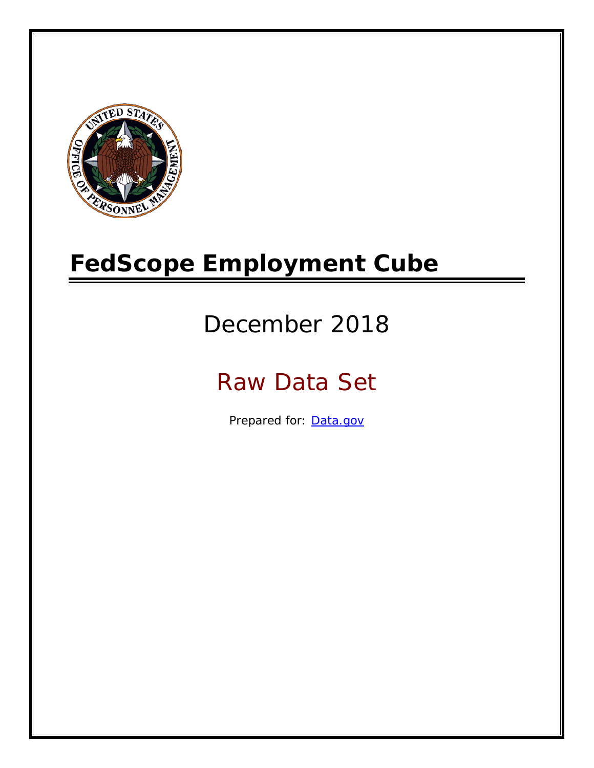# FedScope Employment Cube

December 2018

Raw Data Set

Prepared for: [Data.gov](Data.gov)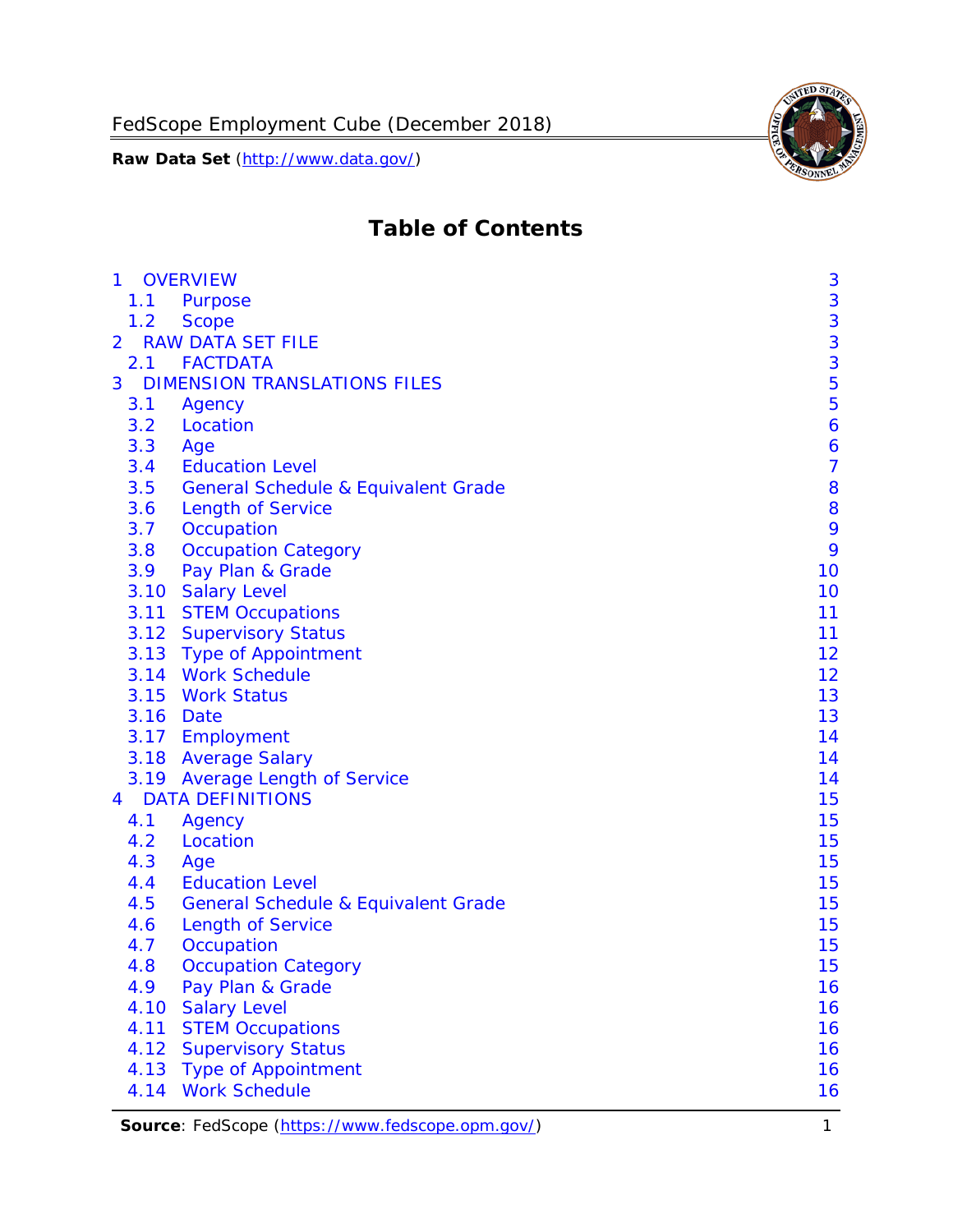# Table of Contents

- 1 OVERVIEW — 3
  - 1.1 Purpose — 3
  - 1.2 Scope — 3
- 2 RAW DATA SET FILE — 3
  - 2.1 FACTDATA — 3
- 3 DIMENSION TRANSLATIONS FILES — 5
  - 3.1 Agency — 5
  - 3.2 Location — 6
  - 3.3 Age — 6
  - 3.4 Education Level — 7
  - 3.5 General Schedule & Equivalent Grade — 8
  - 3.6 Length of Service — 8
  - 3.7 Occupation — 9
  - 3.8 Occupation Category — 9
  - 3.9 Pay Plan & Grade — 10
  - 3.10 Salary Level — 10
  - 3.11 STEM Occupations — 11
  - 3.12 Supervisory Status — 11
  - 3.13 Type of Appointment — 12
  - 3.14 Work Schedule — 12
  - 3.15 Work Status — 13
  - 3.16 Date — 13
  - 3.17 Employment — 14
  - 3.18 Average Salary — 14
  - 3.19 Average Length of Service — 14
- 4 DATA DEFINITIONS — 15
  - 4.1 Agency — 15
  - 4.2 Location — 15
  - 4.3 Age — 15
  - 4.4 Education Level — 15
  - 4.5 General Schedule & Equivalent Grade — 15
  - 4.6 Length of Service — 15
  - 4.7 Occupation — 15
  - 4.8 Occupation Category — 15
  - 4.9 Pay Plan & Grade — 16
  - 4.10 Salary Level — 16
  - 4.11 STEM Occupations — 16
  - 4.12 Supervisory Status — 16
  - 4.13 Type of Appointment — 16
  - 4.14 Work Schedule — 16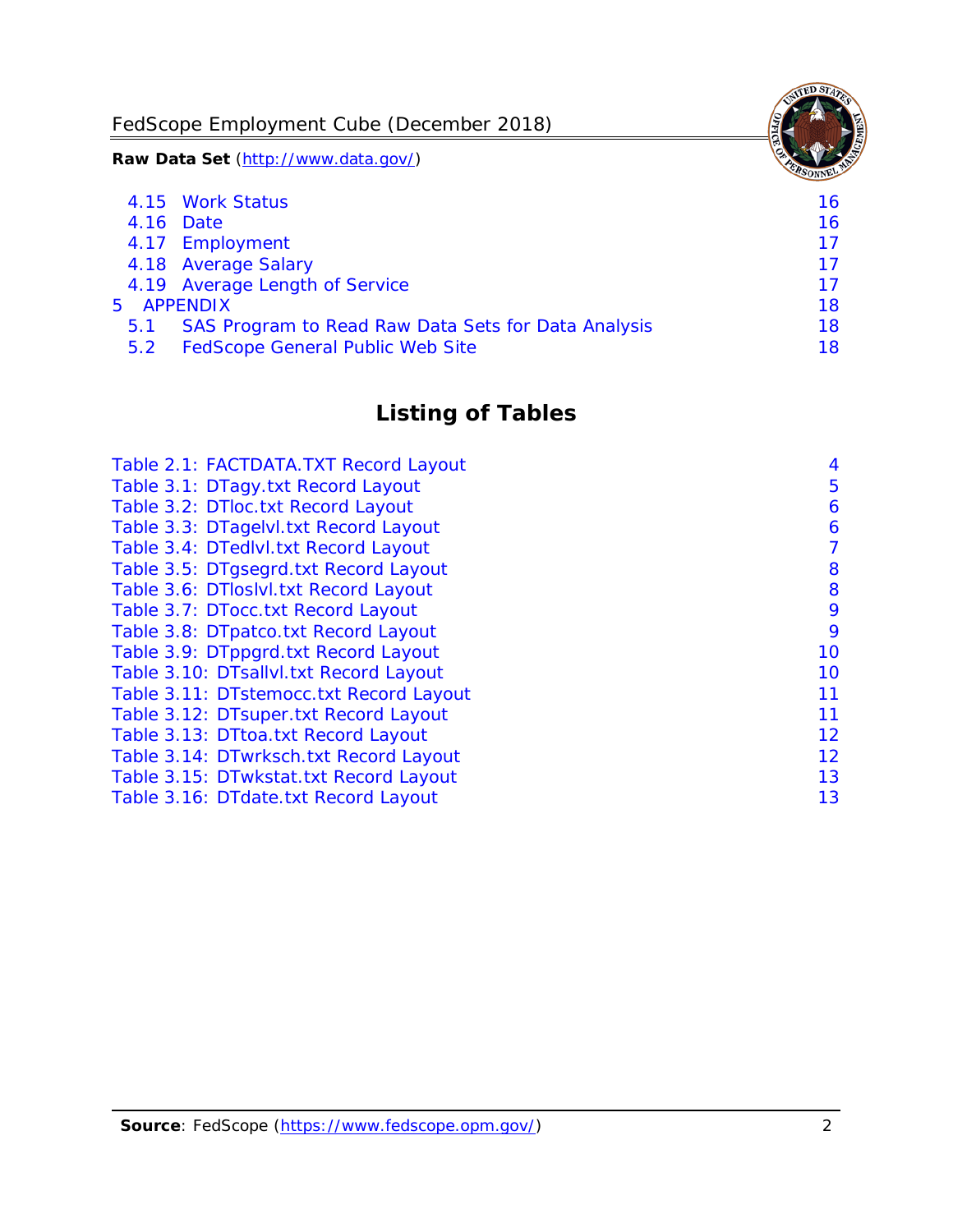4.15 Work Status 16
4.16 Date 16
4.17 Employment 17
4.18 Average Salary 17
4.19 Average Length of Service 17
5 APPENDIX 18
5.1 SAS Program to Read Raw Data Sets for Data Analysis 18
5.2 FedScope General Public Web Site 18

## Listing of Tables

Table 2.1: FACTDATA.TXT Record Layout 4
Table 3.1: DTagy.txt Record Layout 5
Table 3.2: DTloc.txt Record Layout 6
Table 3.3: DTagelvl.txt Record Layout 6
Table 3.4: DTedlvl.txt Record Layout 7
Table 3.5: DTgsegrd.txt Record Layout 8
Table 3.6: DTloslvl.txt Record Layout 8
Table 3.7: DTocc.txt Record Layout 9
Table 3.8: DTpatco.txt Record Layout 9
Table 3.9: DTppgrd.txt Record Layout 10
Table 3.10: DTsallvl.txt Record Layout 10
Table 3.11: DTstemocc.txt Record Layout 11
Table 3.12: DTsuper.txt Record Layout 11
Table 3.13: DTtoa.txt Record Layout 12
Table 3.14: DTwrksch.txt Record Layout 12
Table 3.15: DTwkstat.txt Record Layout 13
Table 3.16: DTdate.txt Record Layout 13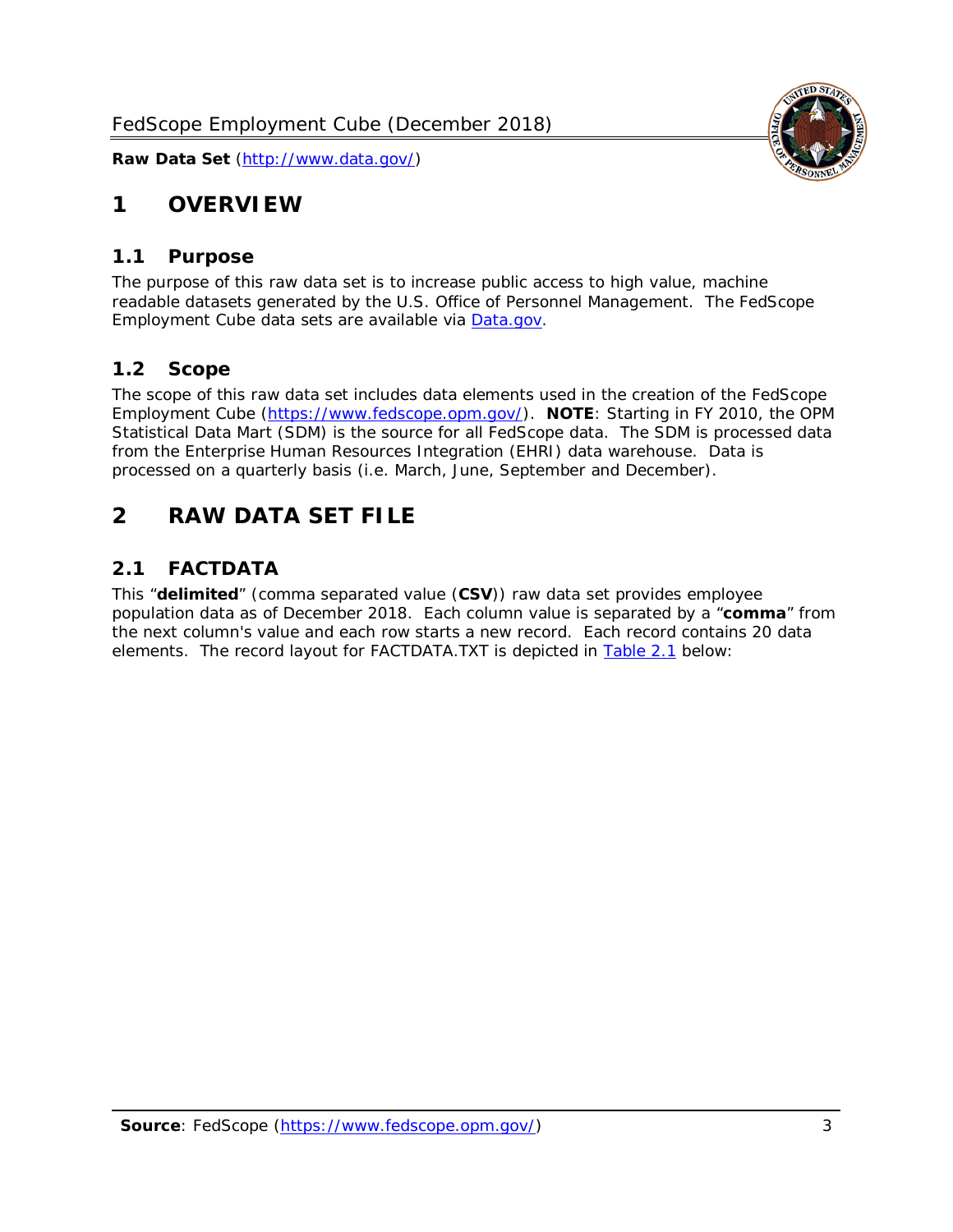# 1 OVERVIEW

## 1.1 Purpose

The purpose of this raw data set is to increase public access to high value, machine readable datasets generated by the U.S. Office of Personnel Management. The FedScope Employment Cube data sets are available via [Data.gov](http://www.data.gov/).

## 1.2 Scope

The scope of this raw data set includes data elements used in the creation of the FedScope Employment Cube ([https://www.fedscope.opm.gov/](https://www.fedscope.opm.gov/)). **NOTE**: Starting in FY 2010, the OPM Statistical Data Mart (SDM) is the source for all FedScope data. The SDM is processed data from the Enterprise Human Resources Integration (EHRI) data warehouse. Data is processed on a quarterly basis (i.e. March, June, September and December).

# 2 RAW DATA SET FILE

## 2.1 FACTDATA

This “**delimited**” (comma separated value (**CSV**)) raw data set provides employee population data as of December 2018. Each column value is separated by a “**comma**” from the next column's value and each row starts a new record. Each record contains 20 data elements. The record layout for FACTDATA.TXT is depicted in Table 2.1 below: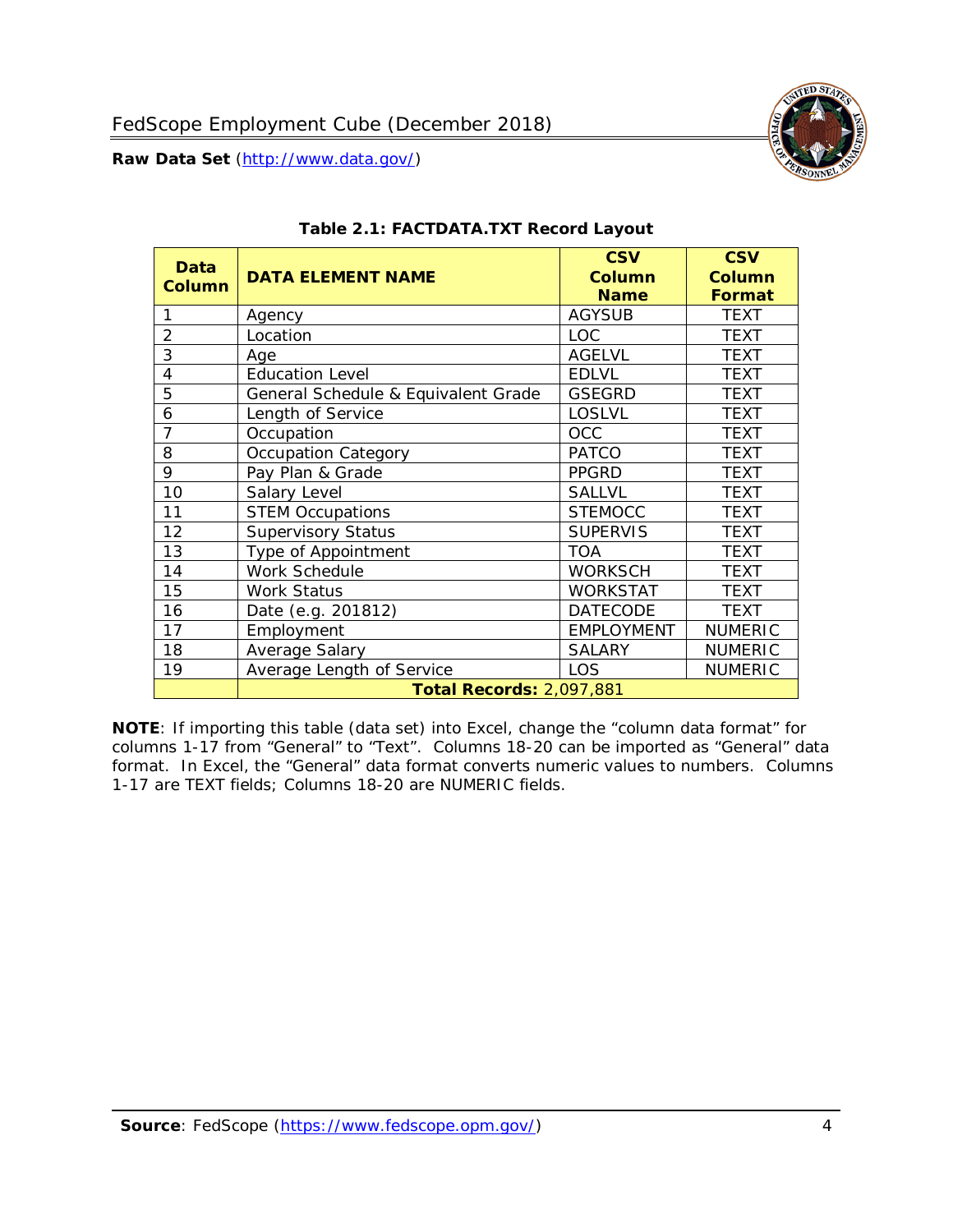**Table 2.1: FACTDATA.TXT Record Layout**

| Data Column | DATA ELEMENT NAME | CSV Column Name | CSV Column Format |
|---|---|---|---|
| 1 | Agency | AGYSUB | TEXT |
| 2 | Location | LOC | TEXT |
| 3 | Age | AGELVL | TEXT |
| 4 | Education Level | EDLVL | TEXT |
| 5 | General Schedule & Equivalent Grade | GSEGRD | TEXT |
| 6 | Length of Service | LOSLVL | TEXT |
| 7 | Occupation | OCC | TEXT |
| 8 | Occupation Category | PATCO | TEXT |
| 9 | Pay Plan & Grade | PPGRD | TEXT |
| 10 | Salary Level | SALLVL | TEXT |
| 11 | STEM Occupations | STEMOCC | TEXT |
| 12 | Supervisory Status | SUPERVIS | TEXT |
| 13 | Type of Appointment | TOA | TEXT |
| 14 | Work Schedule | WORKSCH | TEXT |
| 15 | Work Status | WORKSTAT | TEXT |
| 16 | Date (e.g. 201812) | DATECODE | TEXT |
| 17 | Employment | EMPLOYMENT | NUMERIC |
| 18 | Average Salary | SALARY | NUMERIC |
| 19 | Average Length of Service | LOS | NUMERIC |
| | **Total Records:** 2,097,881 | | |

**NOTE**: If importing this table (data set) into Excel, change the "column data format" for columns 1-17 from "General" to "Text". Columns 18-20 can be imported as "General" data format. In Excel, the "General" data format converts numeric values to numbers. Columns 1-17 are TEXT fields; Columns 18-20 are NUMERIC fields.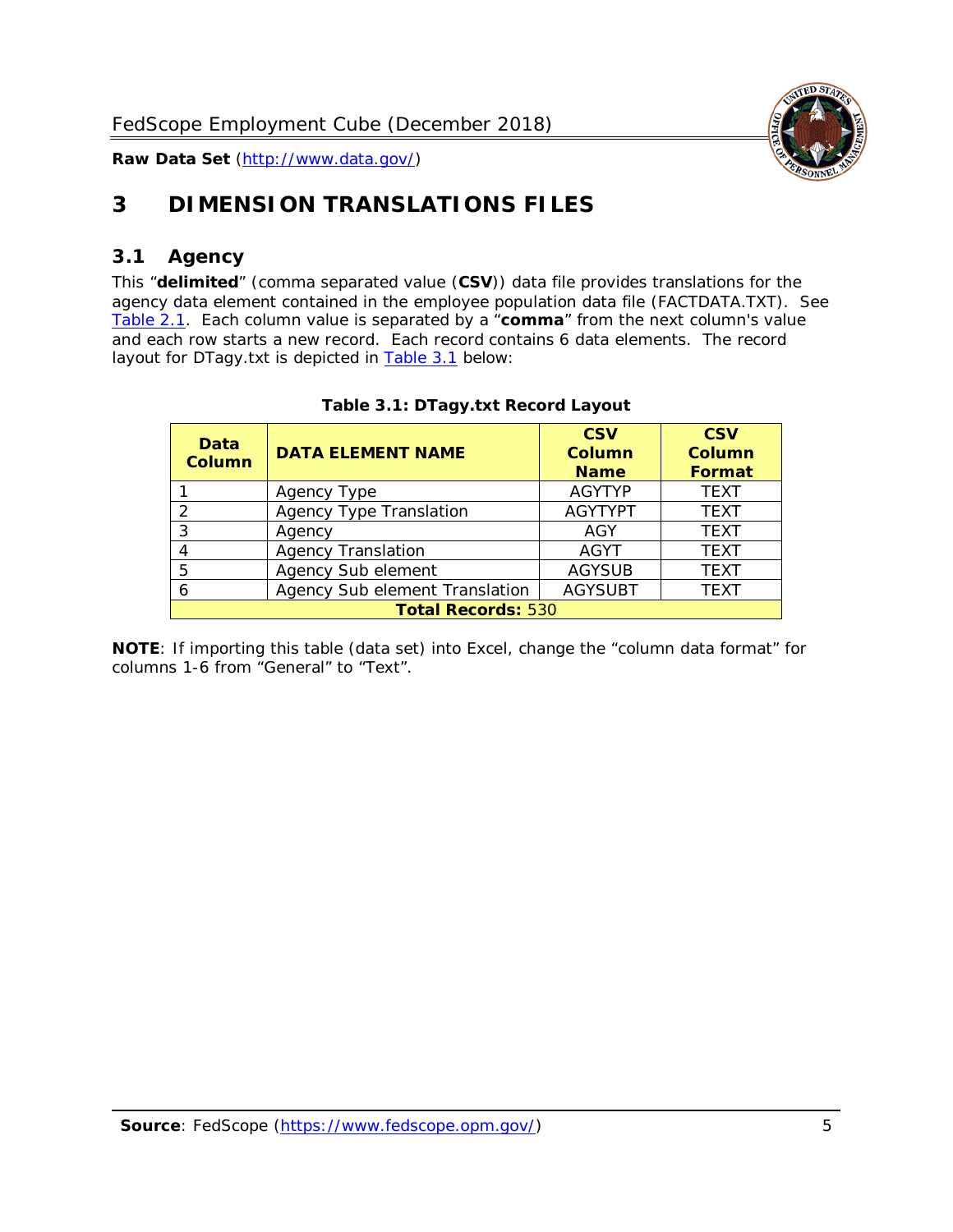# 3 DIMENSION TRANSLATIONS FILES

## 3.1 Agency

This "**delimited**" (comma separated value (**CSV**)) data file provides translations for the agency data element contained in the employee population data file (FACTDATA.TXT). See Table 2.1. Each column value is separated by a "**comma**" from the next column's value and each row starts a new record. Each record contains 6 data elements. The record layout for DTagy.txt is depicted in Table 3.1 below:

**Table 3.1: DTagy.txt Record Layout**

| Data Column | DATA ELEMENT NAME | CSV Column Name | CSV Column Format |
|---|---|---|---|
| 1 | Agency Type | AGYTYP | TEXT |
| 2 | Agency Type Translation | AGYTYPT | TEXT |
| 3 | Agency | AGY | TEXT |
| 4 | Agency Translation | AGYT | TEXT |
| 5 | Agency Sub element | AGYSUB | TEXT |
| 6 | Agency Sub element Translation | AGYSUBT | TEXT |
| **Total Records:** 530 | | | |

**NOTE**: If importing this table (data set) into Excel, change the "column data format" for columns 1-6 from "General" to "Text".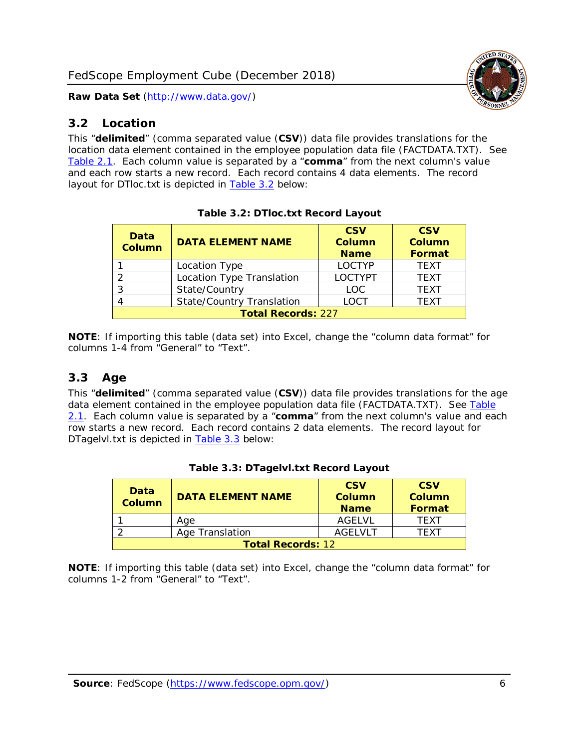## 3.2 Location

This "**delimited**" (comma separated value (**CSV**)) data file provides translations for the location data element contained in the employee population data file (FACTDATA.TXT). See Table 2.1. Each column value is separated by a "**comma**" from the next column's value and each row starts a new record. Each record contains 4 data elements. The record layout for DTloc.txt is depicted in Table 3.2 below:

**Table 3.2: DTloc.txt Record Layout**

| Data Column | DATA ELEMENT NAME | CSV Column Name | CSV Column Format |
|---|---|---|---|
| 1 | Location Type | LOCTYP | TEXT |
| 2 | Location Type Translation | LOCTYPT | TEXT |
| 3 | State/Country | LOC | TEXT |
| 4 | State/Country Translation | LOCT | TEXT |
| **Total Records:** 227 | | | |

**NOTE**: If importing this table (data set) into Excel, change the "column data format" for columns 1-4 from "General" to "Text".

## 3.3 Age

This "**delimited**" (comma separated value (**CSV**)) data file provides translations for the age data element contained in the employee population data file (FACTDATA.TXT). See Table 2.1. Each column value is separated by a "**comma**" from the next column's value and each row starts a new record. Each record contains 2 data elements. The record layout for DTagelvl.txt is depicted in Table 3.3 below:

**Table 3.3: DTagelvl.txt Record Layout**

| Data Column | DATA ELEMENT NAME | CSV Column Name | CSV Column Format |
|---|---|---|---|
| 1 | Age | AGELVL | TEXT |
| 2 | Age Translation | AGELVLT | TEXT |
| **Total Records:** 12 | | | |

**NOTE**: If importing this table (data set) into Excel, change the "column data format" for columns 1-2 from "General" to "Text".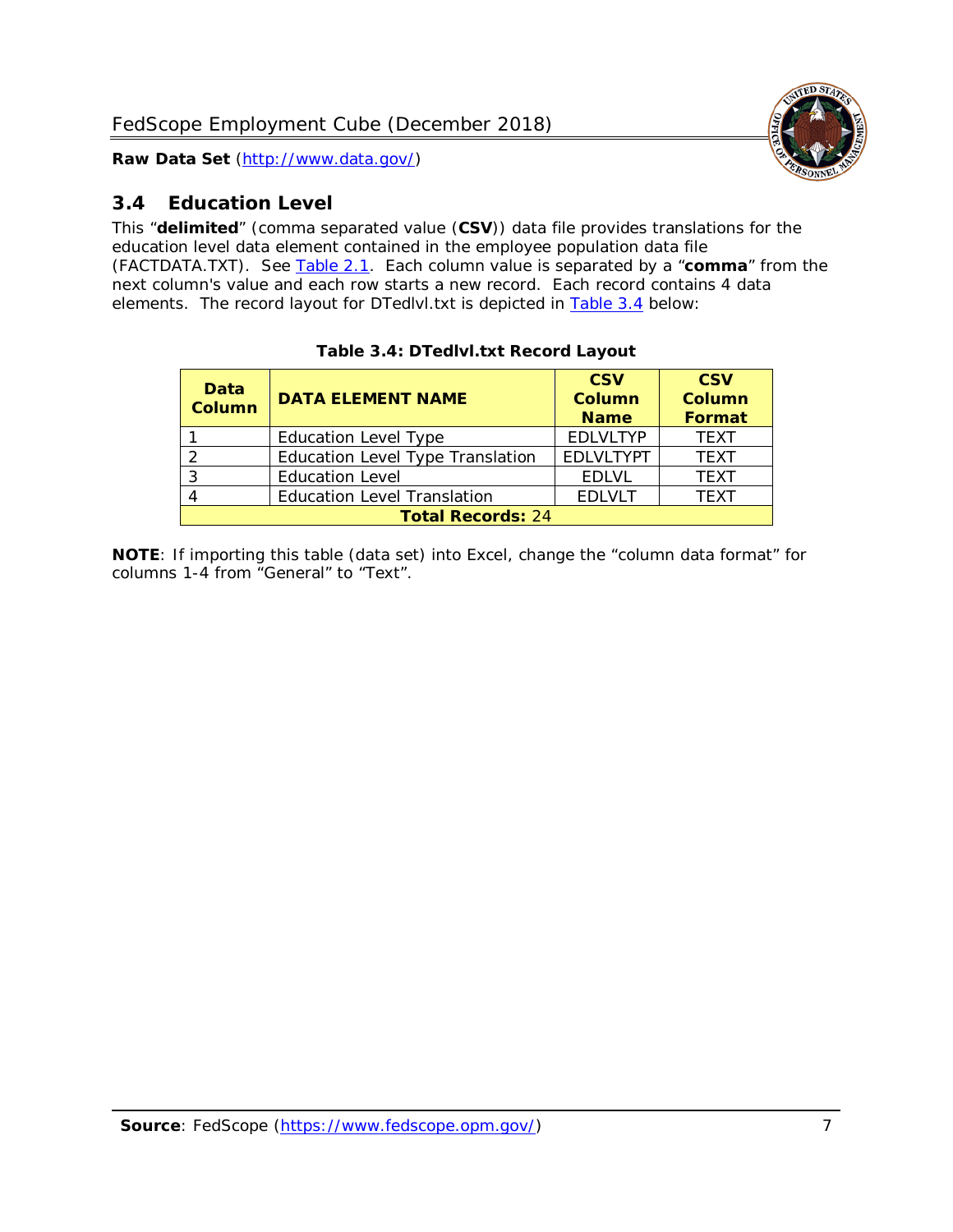## 3.4 Education Level

This “**delimited**” (comma separated value (**CSV**)) data file provides translations for the education level data element contained in the employee population data file (FACTDATA.TXT). See Table 2.1. Each column value is separated by a “**comma**” from the next column's value and each row starts a new record. Each record contains 4 data elements. The record layout for DTedlvl.txt is depicted in Table 3.4 below:

**Table 3.4: DTedlvl.txt Record Layout**

| Data Column | DATA ELEMENT NAME | CSV Column Name | CSV Column Format |
|---|---|---|---|
| 1 | Education Level Type | EDLVLTYP | TEXT |
| 2 | Education Level Type Translation | EDLVLTYPT | TEXT |
| 3 | Education Level | EDLVL | TEXT |
| 4 | Education Level Translation | EDLVLT | TEXT |
| **Total Records:** 24 | | | |

**NOTE**: If importing this table (data set) into Excel, change the “column data format” for columns 1-4 from “General” to “Text”.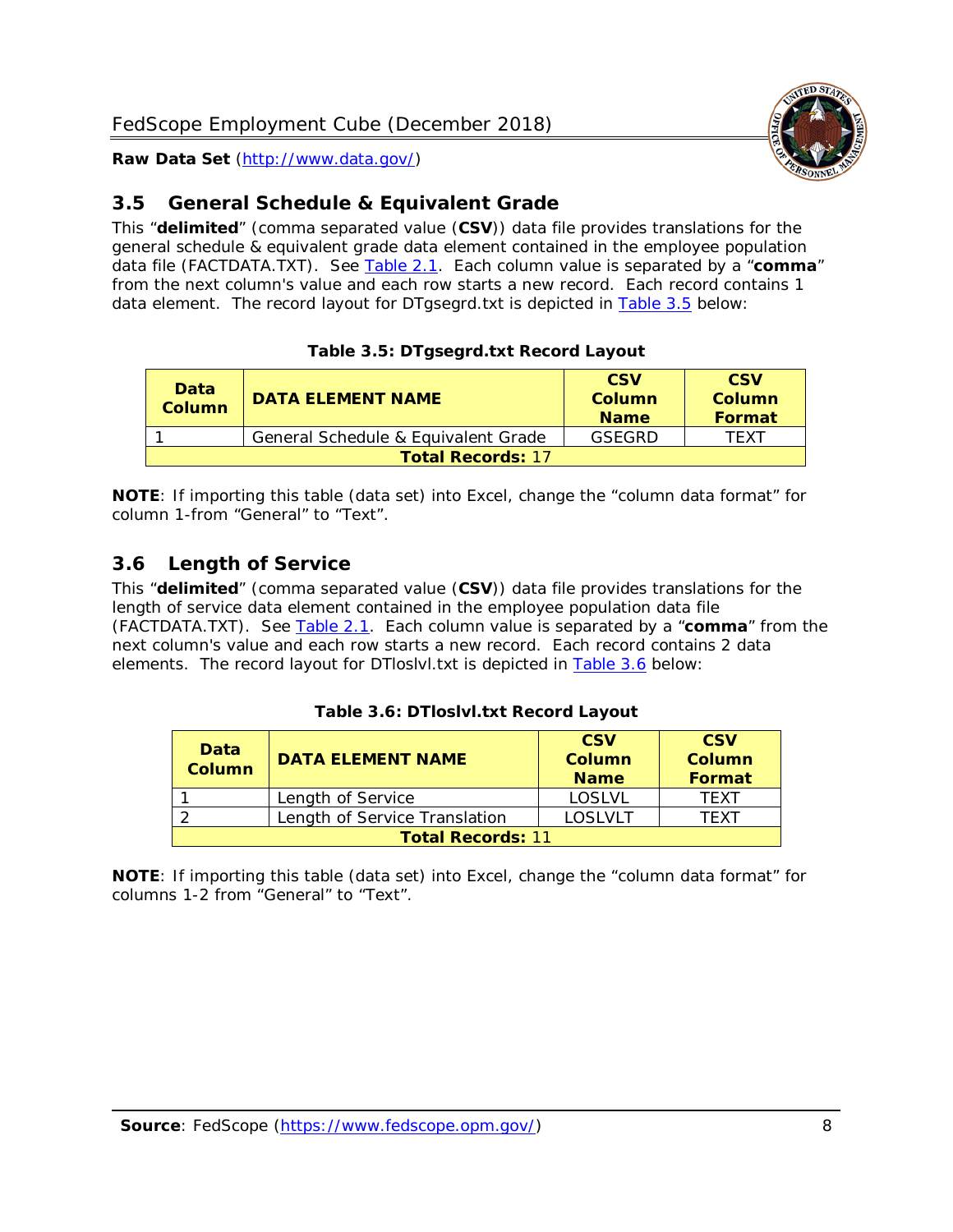## 3.5 General Schedule & Equivalent Grade

This "**delimited**" (comma separated value (**CSV**)) data file provides translations for the general schedule & equivalent grade data element contained in the employee population data file (FACTDATA.TXT). See Table 2.1. Each column value is separated by a "**comma**" from the next column's value and each row starts a new record. Each record contains 1 data element. The record layout for DTgsegrd.txt is depicted in Table 3.5 below:

**Table 3.5: DTgsegrd.txt Record Layout**

| Data Column | DATA ELEMENT NAME | CSV Column Name | CSV Column Format |
|---|---|---|---|
| 1 | General Schedule & Equivalent Grade | GSEGRD | TEXT |
| **Total Records:** 17 | | | |

**NOTE**: If importing this table (data set) into Excel, change the "column data format" for column 1-from "General" to "Text".

## 3.6 Length of Service

This "**delimited**" (comma separated value (**CSV**)) data file provides translations for the length of service data element contained in the employee population data file (FACTDATA.TXT). See Table 2.1. Each column value is separated by a "**comma**" from the next column's value and each row starts a new record. Each record contains 2 data elements. The record layout for DTloslvl.txt is depicted in Table 3.6 below:

**Table 3.6: DTloslvl.txt Record Layout**

| Data Column | DATA ELEMENT NAME | CSV Column Name | CSV Column Format |
|---|---|---|---|
| 1 | Length of Service | LOSLVL | TEXT |
| 2 | Length of Service Translation | LOSLVLT | TEXT |
| **Total Records:** 11 | | | |

**NOTE**: If importing this table (data set) into Excel, change the "column data format" for columns 1-2 from "General" to "Text".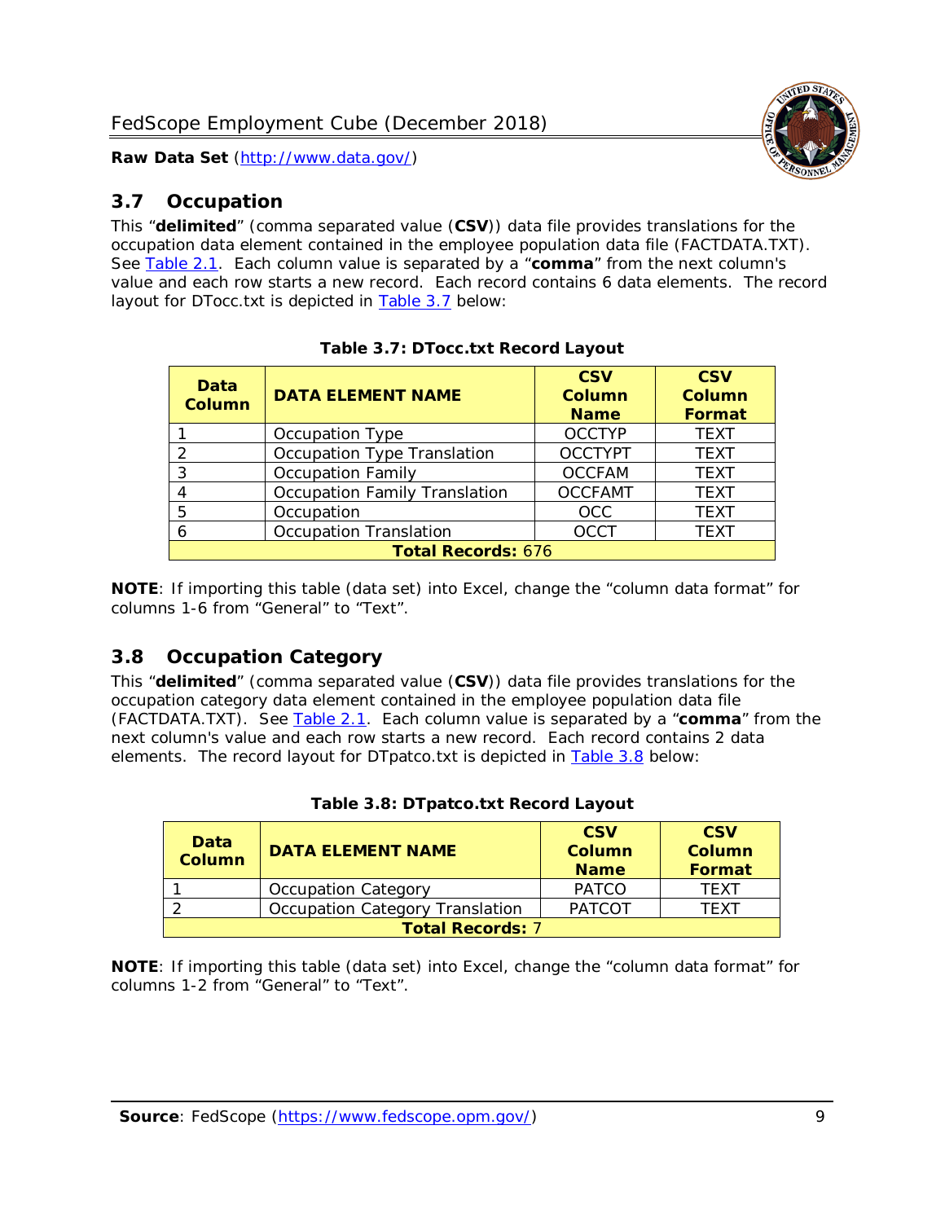## 3.7 Occupation

This "**delimited**" (comma separated value (**CSV**)) data file provides translations for the occupation data element contained in the employee population data file (FACTDATA.TXT). See Table 2.1. Each column value is separated by a "**comma**" from the next column's value and each row starts a new record. Each record contains 6 data elements. The record layout for DTocc.txt is depicted in Table 3.7 below:

**Table 3.7: DTocc.txt Record Layout**

| Data Column | DATA ELEMENT NAME | CSV Column Name | CSV Column Format |
|---|---|---|---|
| 1 | Occupation Type | OCCTYP | TEXT |
| 2 | Occupation Type Translation | OCCTYPT | TEXT |
| 3 | Occupation Family | OCCFAM | TEXT |
| 4 | Occupation Family Translation | OCCFAMT | TEXT |
| 5 | Occupation | OCC | TEXT |
| 6 | Occupation Translation | OCCT | TEXT |
| **Total Records:** 676 | | | |

**NOTE**: If importing this table (data set) into Excel, change the "column data format" for columns 1-6 from "General" to "Text".

## 3.8 Occupation Category

This "**delimited**" (comma separated value (**CSV**)) data file provides translations for the occupation category data element contained in the employee population data file (FACTDATA.TXT). See Table 2.1. Each column value is separated by a "**comma**" from the next column's value and each row starts a new record. Each record contains 2 data elements. The record layout for DTpatco.txt is depicted in Table 3.8 below:

**Table 3.8: DTpatco.txt Record Layout**

| Data Column | DATA ELEMENT NAME | CSV Column Name | CSV Column Format |
|---|---|---|---|
| 1 | Occupation Category | PATCO | TEXT |
| 2 | Occupation Category Translation | PATCOT | TEXT |
| **Total Records:** 7 | | | |

**NOTE**: If importing this table (data set) into Excel, change the "column data format" for columns 1-2 from "General" to "Text".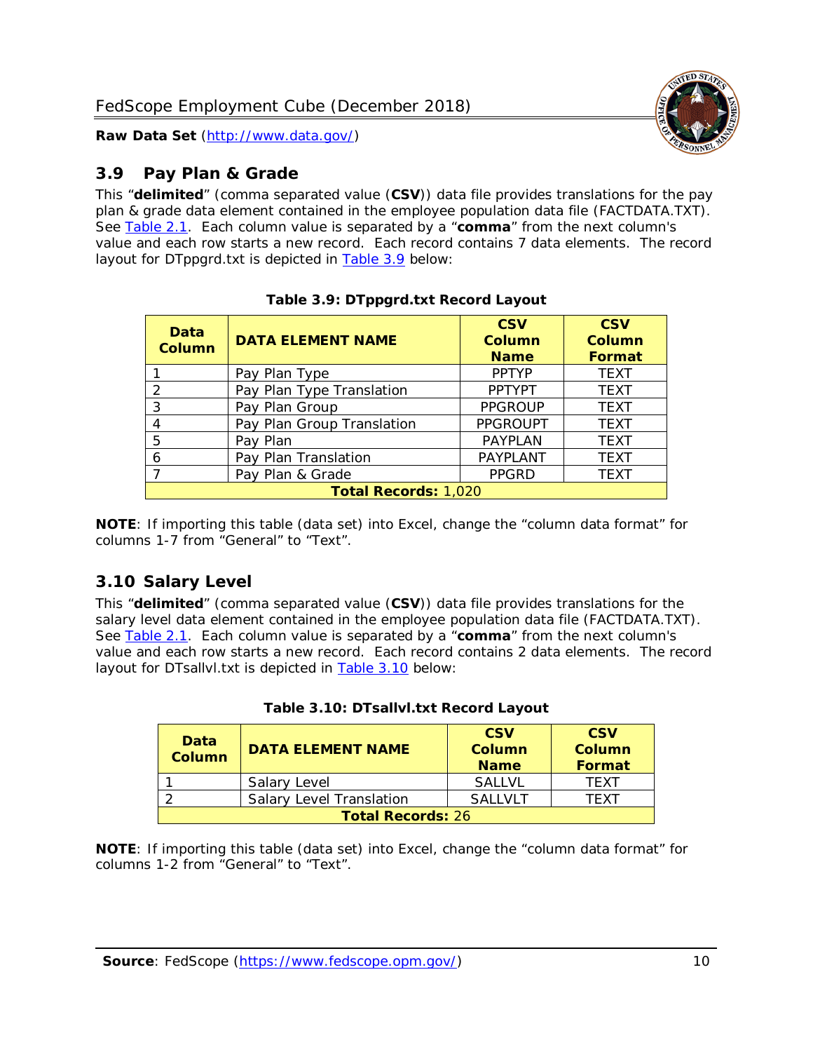## 3.9 Pay Plan & Grade

This "**delimited**" (comma separated value (**CSV**)) data file provides translations for the pay plan & grade data element contained in the employee population data file (FACTDATA.TXT). See Table 2.1. Each column value is separated by a "**comma**" from the next column's value and each row starts a new record. Each record contains 7 data elements. The record layout for DTppgrd.txt is depicted in Table 3.9 below:

**Table 3.9: DTppgrd.txt Record Layout**

| Data Column | DATA ELEMENT NAME | CSV Column Name | CSV Column Format |
|---|---|---|---|
| 1 | Pay Plan Type | PPTYP | TEXT |
| 2 | Pay Plan Type Translation | PPTYPT | TEXT |
| 3 | Pay Plan Group | PPGROUP | TEXT |
| 4 | Pay Plan Group Translation | PPGROUPT | TEXT |
| 5 | Pay Plan | PAYPLAN | TEXT |
| 6 | Pay Plan Translation | PAYPLANT | TEXT |
| 7 | Pay Plan & Grade | PPGRD | TEXT |
| **Total Records:** 1,020 | | | |

**NOTE**: If importing this table (data set) into Excel, change the "column data format" for columns 1-7 from "General" to "Text".

## 3.10 Salary Level

This "**delimited**" (comma separated value (**CSV**)) data file provides translations for the salary level data element contained in the employee population data file (FACTDATA.TXT). See Table 2.1. Each column value is separated by a "**comma**" from the next column's value and each row starts a new record. Each record contains 2 data elements. The record layout for DTsallvl.txt is depicted in Table 3.10 below:

**Table 3.10: DTsallvl.txt Record Layout**

| Data Column | DATA ELEMENT NAME | CSV Column Name | CSV Column Format |
|---|---|---|---|
| 1 | Salary Level | SALLVL | TEXT |
| 2 | Salary Level Translation | SALLVLT | TEXT |
| **Total Records:** 26 | | | |

**NOTE**: If importing this table (data set) into Excel, change the "column data format" for columns 1-2 from "General" to "Text".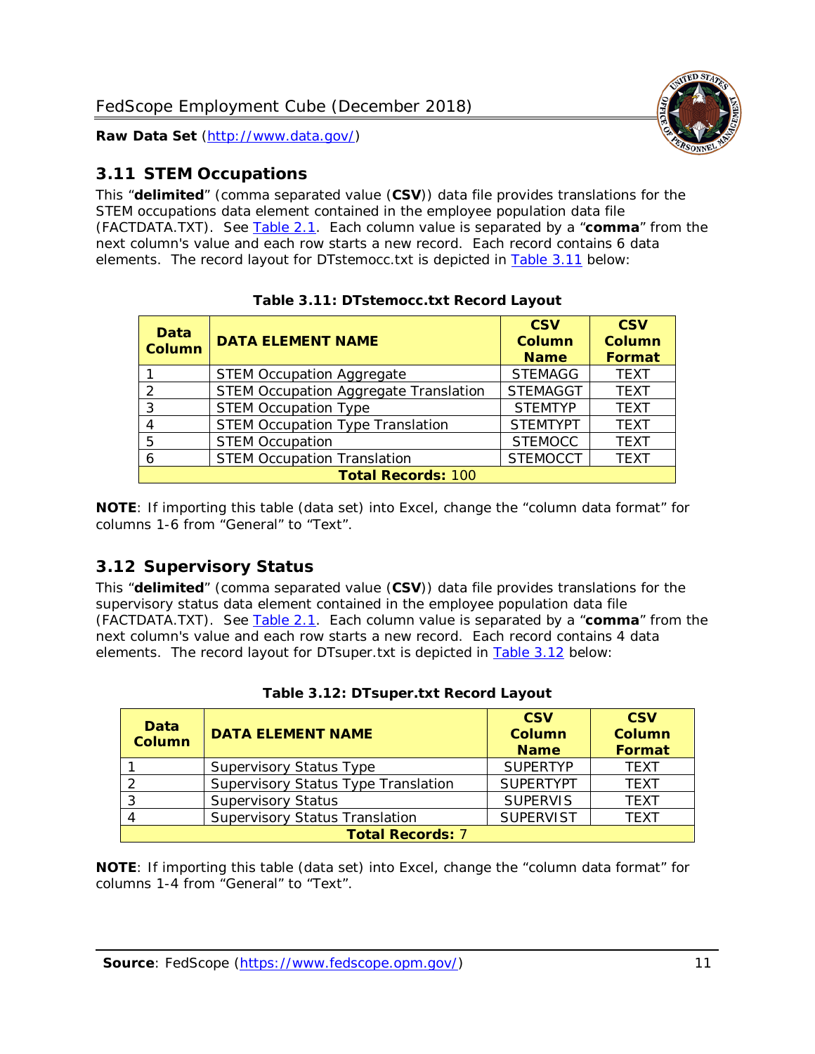## 3.11 STEM Occupations

This "**delimited**" (comma separated value (**CSV**)) data file provides translations for the STEM occupations data element contained in the employee population data file (FACTDATA.TXT). See Table 2.1. Each column value is separated by a "**comma**" from the next column's value and each row starts a new record. Each record contains 6 data elements. The record layout for DTstemocc.txt is depicted in Table 3.11 below:

**Table 3.11: DTstemocc.txt Record Layout**

| Data Column | DATA ELEMENT NAME | CSV Column Name | CSV Column Format |
|---|---|---|---|
| 1 | STEM Occupation Aggregate | STEMAGG | TEXT |
| 2 | STEM Occupation Aggregate Translation | STEMAGGT | TEXT |
| 3 | STEM Occupation Type | STEMTYP | TEXT |
| 4 | STEM Occupation Type Translation | STEMTYPT | TEXT |
| 5 | STEM Occupation | STEMOCC | TEXT |
| 6 | STEM Occupation Translation | STEMOCCT | TEXT |
| **Total Records:** 100 | | | |

**NOTE**: If importing this table (data set) into Excel, change the "column data format" for columns 1-6 from "General" to "Text".

## 3.12 Supervisory Status

This "**delimited**" (comma separated value (**CSV**)) data file provides translations for the supervisory status data element contained in the employee population data file (FACTDATA.TXT). See Table 2.1. Each column value is separated by a "**comma**" from the next column's value and each row starts a new record. Each record contains 4 data elements. The record layout for DTsuper.txt is depicted in Table 3.12 below:

**Table 3.12: DTsuper.txt Record Layout**

| Data Column | DATA ELEMENT NAME | CSV Column Name | CSV Column Format |
|---|---|---|---|
| 1 | Supervisory Status Type | SUPERTYP | TEXT |
| 2 | Supervisory Status Type Translation | SUPERTYPT | TEXT |
| 3 | Supervisory Status | SUPERVIS | TEXT |
| 4 | Supervisory Status Translation | SUPERVIST | TEXT |
| **Total Records:** 7 | | | |

**NOTE**: If importing this table (data set) into Excel, change the "column data format" for columns 1-4 from "General" to "Text".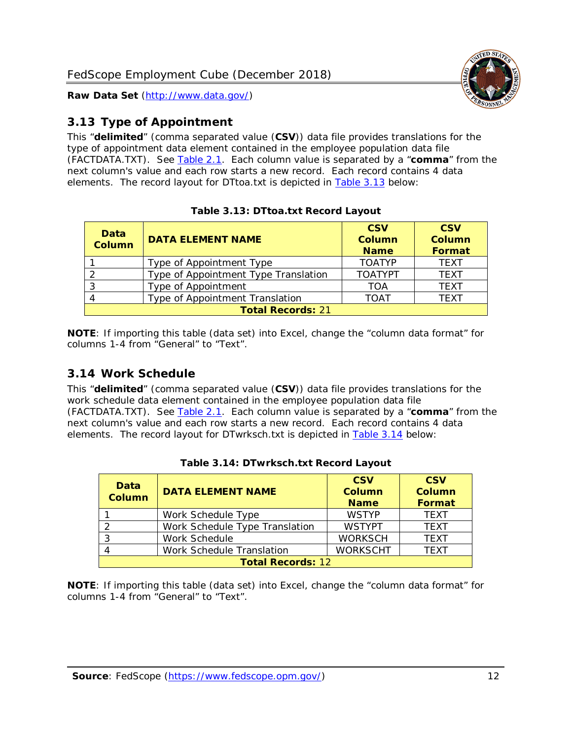## 3.13 Type of Appointment

This "**delimited**" (comma separated value (**CSV**)) data file provides translations for the type of appointment data element contained in the employee population data file (FACTDATA.TXT). See Table 2.1. Each column value is separated by a "**comma**" from the next column's value and each row starts a new record. Each record contains 4 data elements. The record layout for DTtoa.txt is depicted in Table 3.13 below:

**Table 3.13: DTtoa.txt Record Layout**

| Data Column | DATA ELEMENT NAME | CSV Column Name | CSV Column Format |
|---|---|---|---|
| 1 | Type of Appointment Type | TOATYP | TEXT |
| 2 | Type of Appointment Type Translation | TOATYPT | TEXT |
| 3 | Type of Appointment | TOA | TEXT |
| 4 | Type of Appointment Translation | TOAT | TEXT |
| **Total Records:** 21 | | | |

**NOTE**: If importing this table (data set) into Excel, change the "column data format" for columns 1-4 from "General" to "Text".

## 3.14 Work Schedule

This "**delimited**" (comma separated value (**CSV**)) data file provides translations for the work schedule data element contained in the employee population data file (FACTDATA.TXT). See Table 2.1. Each column value is separated by a "**comma**" from the next column's value and each row starts a new record. Each record contains 4 data elements. The record layout for DTwrksch.txt is depicted in Table 3.14 below:

**Table 3.14: DTwrksch.txt Record Layout**

| Data Column | DATA ELEMENT NAME | CSV Column Name | CSV Column Format |
|---|---|---|---|
| 1 | Work Schedule Type | WSTYP | TEXT |
| 2 | Work Schedule Type Translation | WSTYPT | TEXT |
| 3 | Work Schedule | WORKSCH | TEXT |
| 4 | Work Schedule Translation | WORKSCHT | TEXT |
| **Total Records:** 12 | | | |

**NOTE**: If importing this table (data set) into Excel, change the "column data format" for columns 1-4 from "General" to "Text".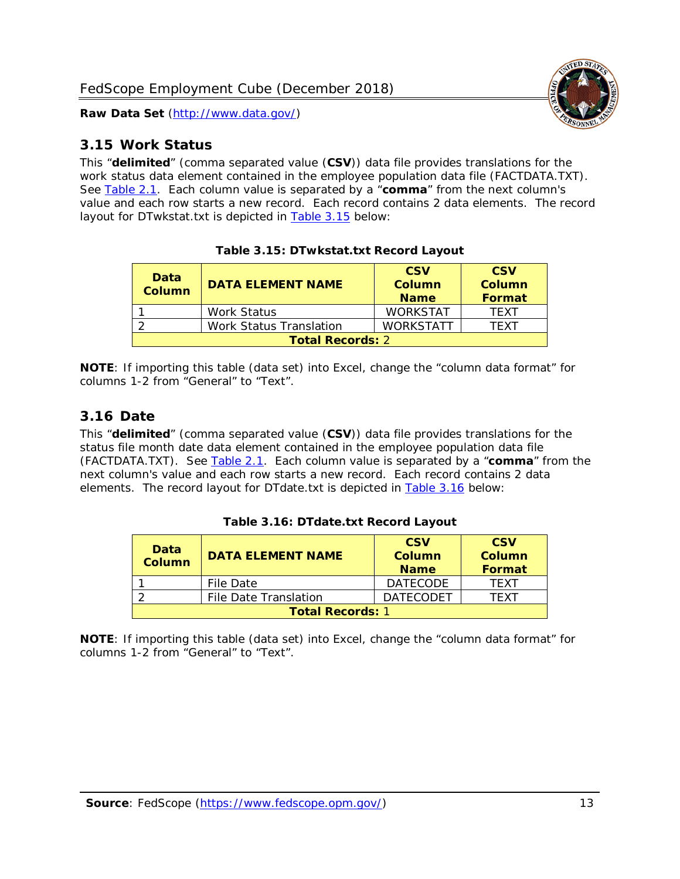## 3.15 Work Status

This "**delimited**" (comma separated value (**CSV**)) data file provides translations for the work status data element contained in the employee population data file (FACTDATA.TXT). See Table 2.1. Each column value is separated by a "**comma**" from the next column's value and each row starts a new record. Each record contains 2 data elements. The record layout for DTwkstat.txt is depicted in Table 3.15 below:

**Table 3.15: DTwkstat.txt Record Layout**

| Data Column | DATA ELEMENT NAME | CSV Column Name | CSV Column Format |
|---|---|---|---|
| 1 | Work Status | WORKSTAT | TEXT |
| 2 | Work Status Translation | WORKSTATT | TEXT |
| **Total Records:** 2 | | | |

**NOTE**: If importing this table (data set) into Excel, change the "column data format" for columns 1-2 from "General" to "Text".

## 3.16 Date

This "**delimited**" (comma separated value (**CSV**)) data file provides translations for the status file month date data element contained in the employee population data file (FACTDATA.TXT). See Table 2.1. Each column value is separated by a "**comma**" from the next column's value and each row starts a new record. Each record contains 2 data elements. The record layout for DTdate.txt is depicted in Table 3.16 below:

**Table 3.16: DTdate.txt Record Layout**

| Data Column | DATA ELEMENT NAME | CSV Column Name | CSV Column Format |
|---|---|---|---|
| 1 | File Date | DATECODE | TEXT |
| 2 | File Date Translation | DATECODET | TEXT |
| **Total Records:** 1 | | | |

**NOTE**: If importing this table (data set) into Excel, change the "column data format" for columns 1-2 from "General" to "Text".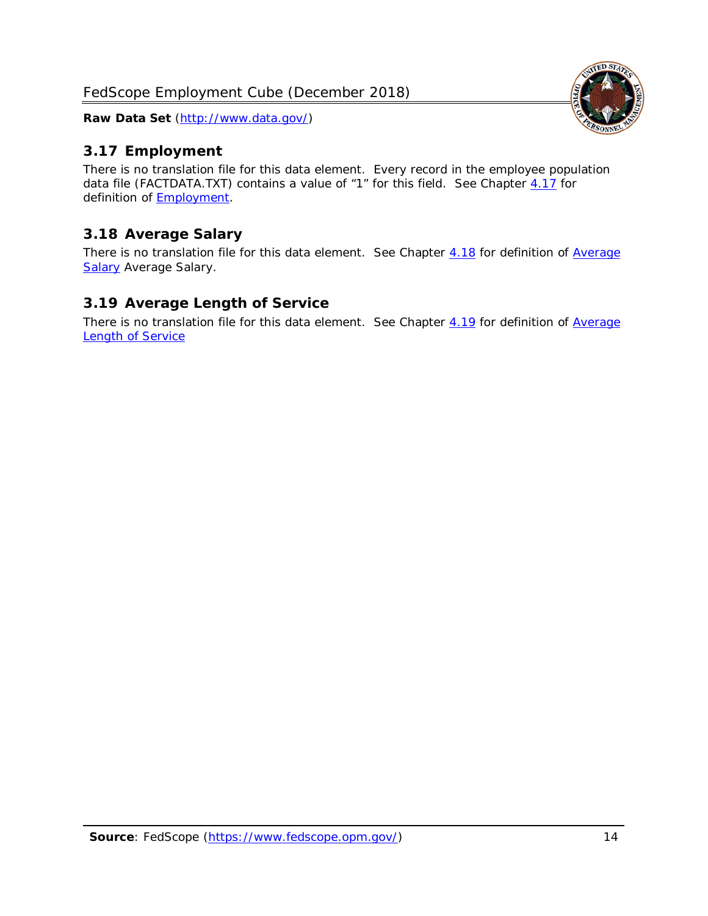## 3.17 Employment

There is no translation file for this data element. Every record in the employee population data file (FACTDATA.TXT) contains a value of "1" for this field. See Chapter 4.17 for definition of Employment.

## 3.18 Average Salary

There is no translation file for this data element. See Chapter 4.18 for definition of Average Salary Average Salary.

## 3.19 Average Length of Service

There is no translation file for this data element. See Chapter 4.19 for definition of Average Length of Service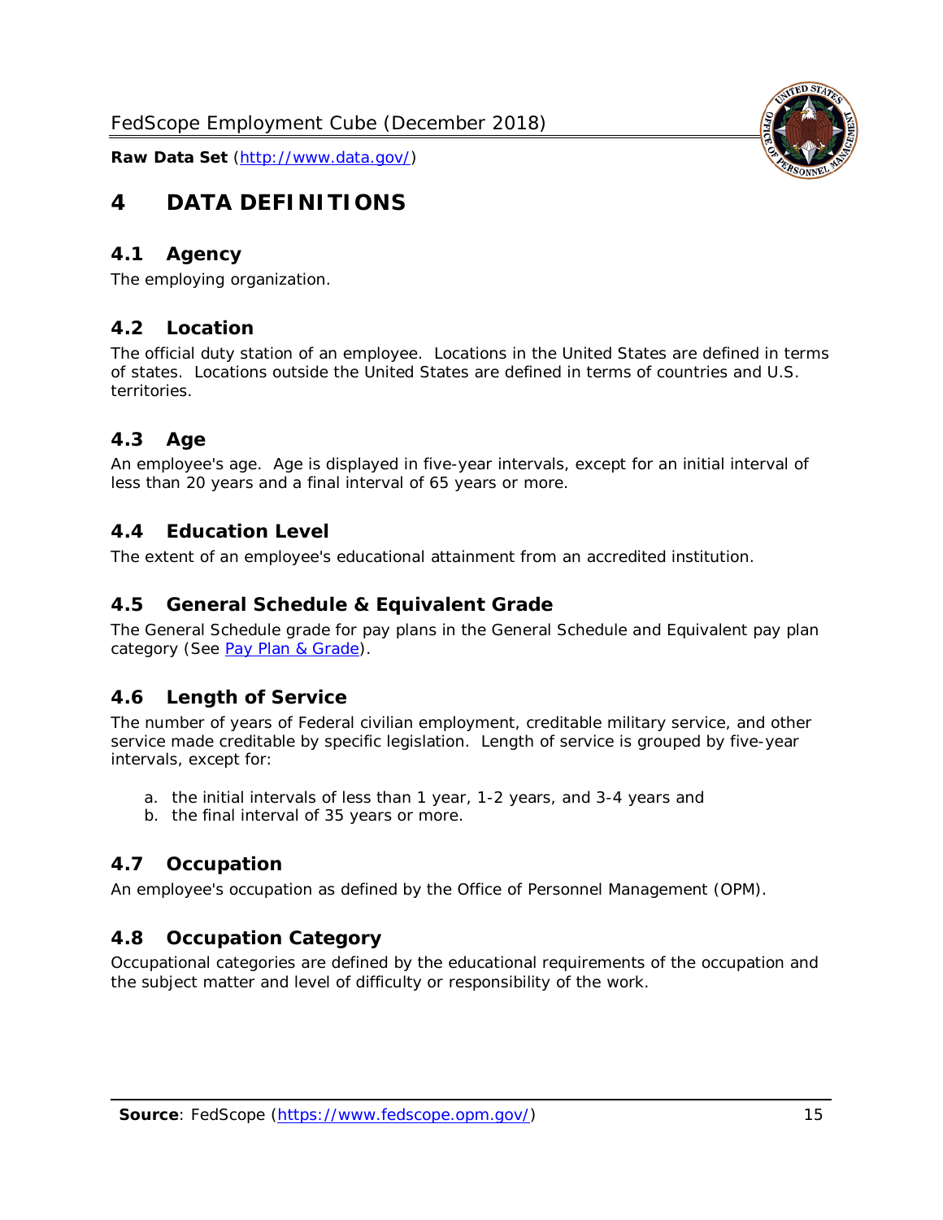# 4 DATA DEFINITIONS

## 4.1 Agency

The employing organization.

## 4.2 Location

The official duty station of an employee. Locations in the United States are defined in terms of states. Locations outside the United States are defined in terms of countries and U.S. territories.

## 4.3 Age

An employee's age. Age is displayed in five-year intervals, except for an initial interval of less than 20 years and a final interval of 65 years or more.

## 4.4 Education Level

The extent of an employee's educational attainment from an accredited institution.

## 4.5 General Schedule & Equivalent Grade

The General Schedule grade for pay plans in the General Schedule and Equivalent pay plan category (See [Pay Plan & Grade](#)).

## 4.6 Length of Service

The number of years of Federal civilian employment, creditable military service, and other service made creditable by specific legislation. Length of service is grouped by five-year intervals, except for:

a. the initial intervals of less than 1 year, 1-2 years, and 3-4 years and
b. the final interval of 35 years or more.

## 4.7 Occupation

An employee's occupation as defined by the Office of Personnel Management (OPM).

## 4.8 Occupation Category

Occupational categories are defined by the educational requirements of the occupation and the subject matter and level of difficulty or responsibility of the work.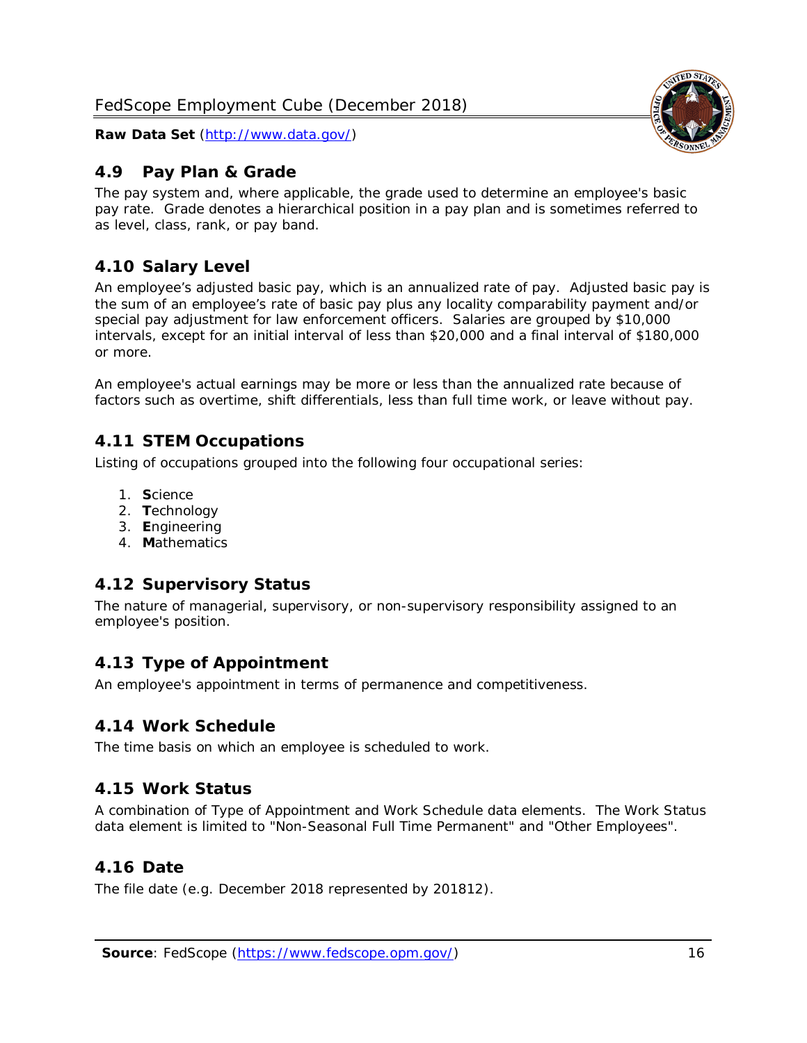## 4.9 Pay Plan & Grade

The pay system and, where applicable, the grade used to determine an employee's basic pay rate. Grade denotes a hierarchical position in a pay plan and is sometimes referred to as level, class, rank, or pay band.

## 4.10 Salary Level

An employee's adjusted basic pay, which is an annualized rate of pay. Adjusted basic pay is the sum of an employee's rate of basic pay plus any locality comparability payment and/or special pay adjustment for law enforcement officers. Salaries are grouped by $10,000 intervals, except for an initial interval of less than $20,000 and a final interval of $180,000 or more.

An employee's actual earnings may be more or less than the annualized rate because of factors such as overtime, shift differentials, less than full time work, or leave without pay.

## 4.11 STEM Occupations

Listing of occupations grouped into the following four occupational series:

1. **S**cience
2. **T**echnology
3. **E**ngineering
4. **M**athematics

## 4.12 Supervisory Status

The nature of managerial, supervisory, or non-supervisory responsibility assigned to an employee's position.

## 4.13 Type of Appointment

An employee's appointment in terms of permanence and competitiveness.

## 4.14 Work Schedule

The time basis on which an employee is scheduled to work.

## 4.15 Work Status

A combination of Type of Appointment and Work Schedule data elements. The Work Status data element is limited to "Non-Seasonal Full Time Permanent" and "Other Employees".

## 4.16 Date

The file date (e.g. December 2018 represented by 201812).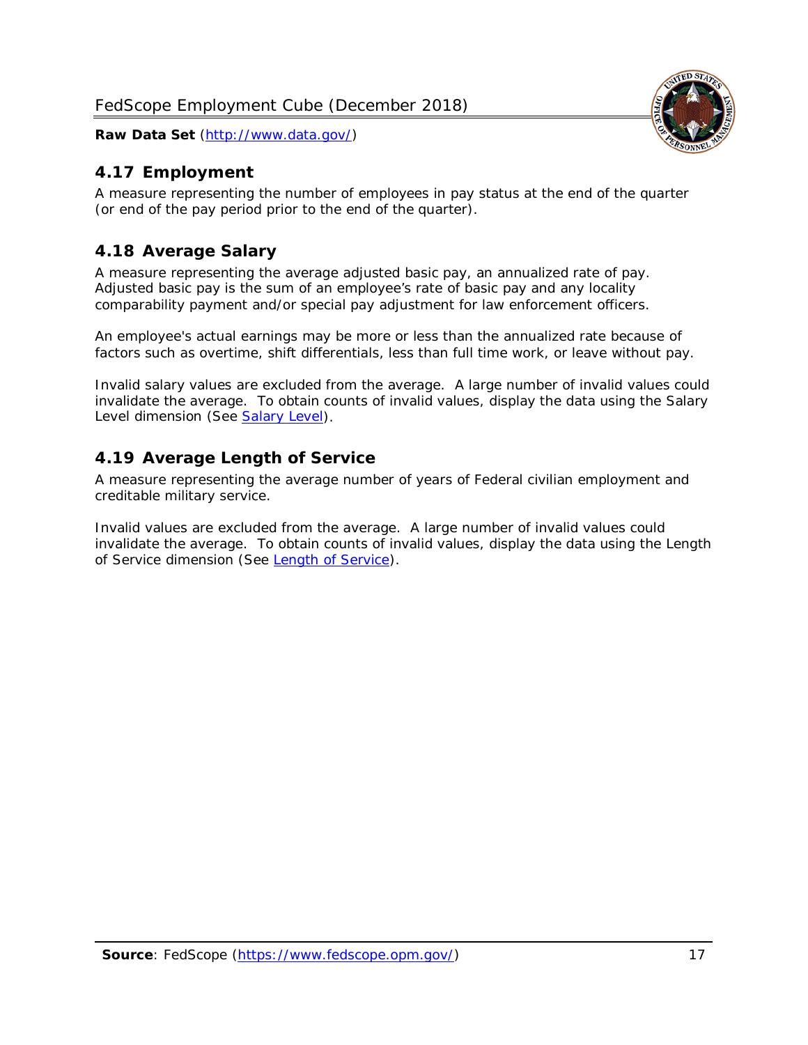## 4.17 Employment

A measure representing the number of employees in pay status at the end of the quarter (or end of the pay period prior to the end of the quarter).

## 4.18 Average Salary

A measure representing the average adjusted basic pay, an annualized rate of pay. Adjusted basic pay is the sum of an employee's rate of basic pay and any locality comparability payment and/or special pay adjustment for law enforcement officers.

An employee's actual earnings may be more or less than the annualized rate because of factors such as overtime, shift differentials, less than full time work, or leave without pay.

Invalid salary values are excluded from the average. A large number of invalid values could invalidate the average. To obtain counts of invalid values, display the data using the Salary Level dimension (See Salary Level).

## 4.19 Average Length of Service

A measure representing the average number of years of Federal civilian employment and creditable military service.

Invalid values are excluded from the average. A large number of invalid values could invalidate the average. To obtain counts of invalid values, display the data using the Length of Service dimension (See Length of Service).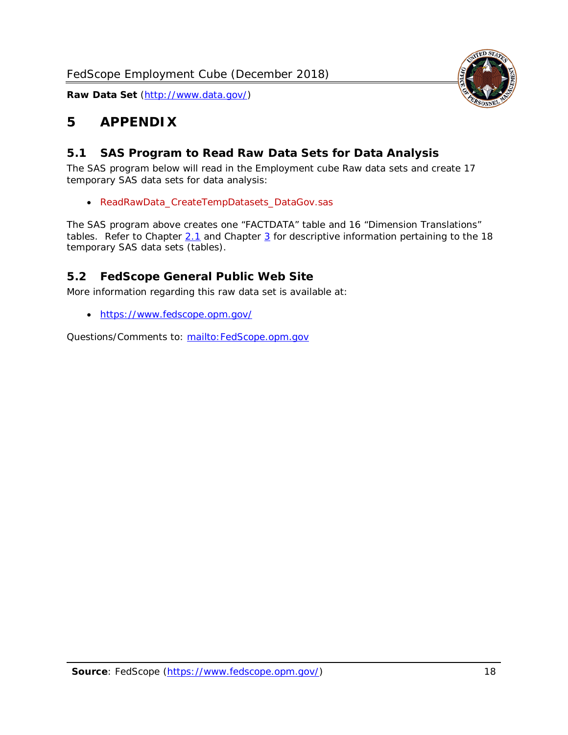# 5 APPENDIX

## 5.1 SAS Program to Read Raw Data Sets for Data Analysis

The SAS program below will read in the Employment cube Raw data sets and create 17 temporary SAS data sets for data analysis:

- ReadRawData_CreateTempDatasets_DataGov.sas

The SAS program above creates one "FACTDATA" table and 16 "Dimension Translations" tables. Refer to Chapter 2.1 and Chapter 3 for descriptive information pertaining to the 18 temporary SAS data sets (tables).

## 5.2 FedScope General Public Web Site

More information regarding this raw data set is available at:

- https://www.fedscope.opm.gov/

Questions/Comments to: mailto:FedScope.opm.gov